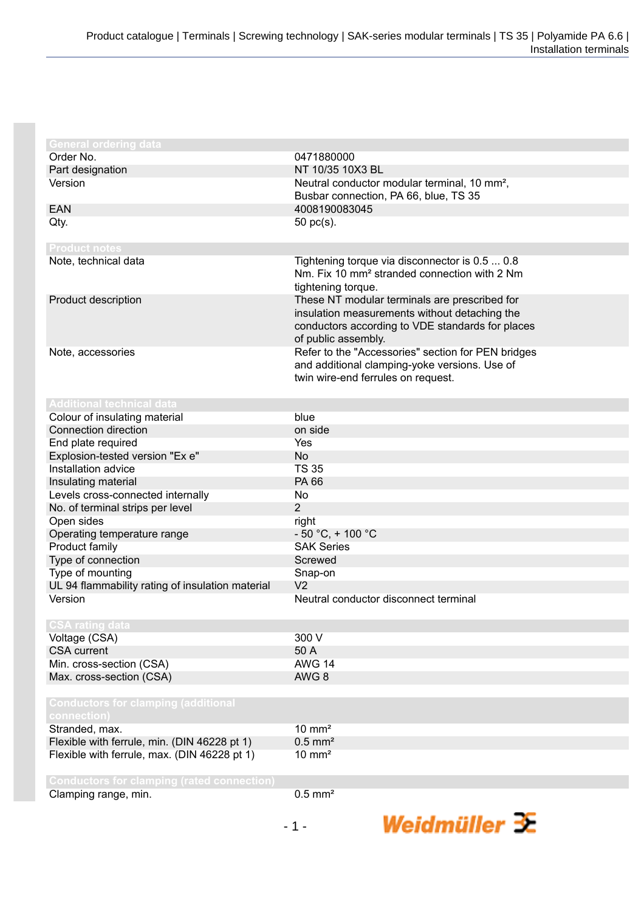| General ordering data | |
|---|---|
| Order No. | 0471880000 |
| Part designation | NT 10/35 10X3 BL |
| Version | Neutral conductor modular terminal, 10 mm², Busbar connection, PA 66, blue, TS 35 |
| EAN | 4008190083045 |
| Qty. | 50 pc(s). |

| Product notes | |
|---|---|
| Note, technical data | Tightening torque via disconnector is 0.5 ... 0.8 Nm. Fix 10 mm² stranded connection with 2 Nm tightening torque. |
| Product description | These NT modular terminals are prescribed for insulation measurements without detaching the conductors according to VDE standards for places of public assembly. |
| Note, accessories | Refer to the "Accessories" section for PEN bridges and additional clamping-yoke versions. Use of twin wire-end ferrules on request. |

| Additional technical data | |
|---|---|
| Colour of insulating material | blue |
| Connection direction | on side |
| End plate required | Yes |
| Explosion-tested version "Ex e" | No |
| Installation advice | TS 35 |
| Insulating material | PA 66 |
| Levels cross-connected internally | No |
| No. of terminal strips per level | 2 |
| Open sides | right |
| Operating temperature range | - 50 °C, + 100 °C |
| Product family | SAK Series |
| Type of connection | Screwed |
| Type of mounting | Snap-on |
| UL 94 flammability rating of insulation material | V2 |
| Version | Neutral conductor disconnect terminal |

| CSA rating data | |
|---|---|
| Voltage (CSA) | 300 V |
| CSA current | 50 A |
| Min. cross-section (CSA) | AWG 14 |
| Max. cross-section (CSA) | AWG 8 |

| Conductors for clamping (additional connection) | |
|---|---|
| Stranded, max. | 10 mm² |
| Flexible with ferrule, min. (DIN 46228 pt 1) | 0.5 mm² |
| Flexible with ferrule, max. (DIN 46228 pt 1) | 10 mm² |

| Conductors for clamping (rated connection) | |
|---|---|
| Clamping range, min. | 0.5 mm² |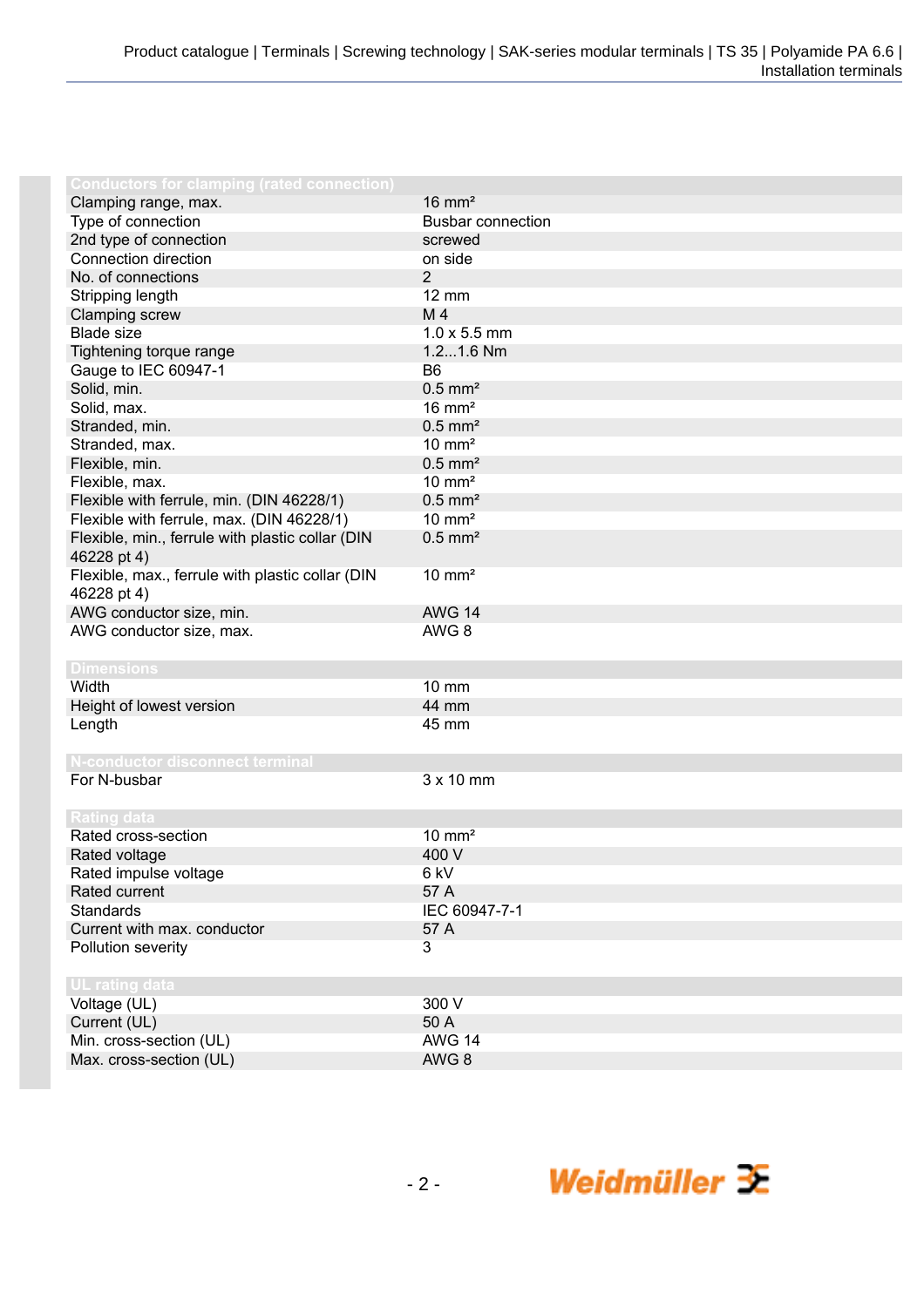| Conductors for clamping (rated connection) | |
|---|---|
| Clamping range, max. | 16 mm² |
| Type of connection | Busbar connection |
| 2nd type of connection | screwed |
| Connection direction | on side |
| No. of connections | 2 |
| Stripping length | 12 mm |
| Clamping screw | M 4 |
| Blade size | 1.0 x 5.5 mm |
| Tightening torque range | 1.2...1.6 Nm |
| Gauge to IEC 60947-1 | B6 |
| Solid, min. | 0.5 mm² |
| Solid, max. | 16 mm² |
| Stranded, min. | 0.5 mm² |
| Stranded, max. | 10 mm² |
| Flexible, min. | 0.5 mm² |
| Flexible, max. | 10 mm² |
| Flexible with ferrule, min. (DIN 46228/1) | 0.5 mm² |
| Flexible with ferrule, max. (DIN 46228/1) | 10 mm² |
| Flexible, min., ferrule with plastic collar (DIN 46228 pt 4) | 0.5 mm² |
| Flexible, max., ferrule with plastic collar (DIN 46228 pt 4) | 10 mm² |
| AWG conductor size, min. | AWG 14 |
| AWG conductor size, max. | AWG 8 |

| Dimensions | |
|---|---|
| Width | 10 mm |
| Height of lowest version | 44 mm |
| Length | 45 mm |

| N-conductor disconnect terminal | |
|---|---|
| For N-busbar | 3 x 10 mm |

| Rating data | |
|---|---|
| Rated cross-section | 10 mm² |
| Rated voltage | 400 V |
| Rated impulse voltage | 6 kV |
| Rated current | 57 A |
| Standards | IEC 60947-7-1 |
| Current with max. conductor | 57 A |
| Pollution severity | 3 |

| UL rating data | |
|---|---|
| Voltage (UL) | 300 V |
| Current (UL) | 50 A |
| Min. cross-section (UL) | AWG 14 |
| Max. cross-section (UL) | AWG 8 |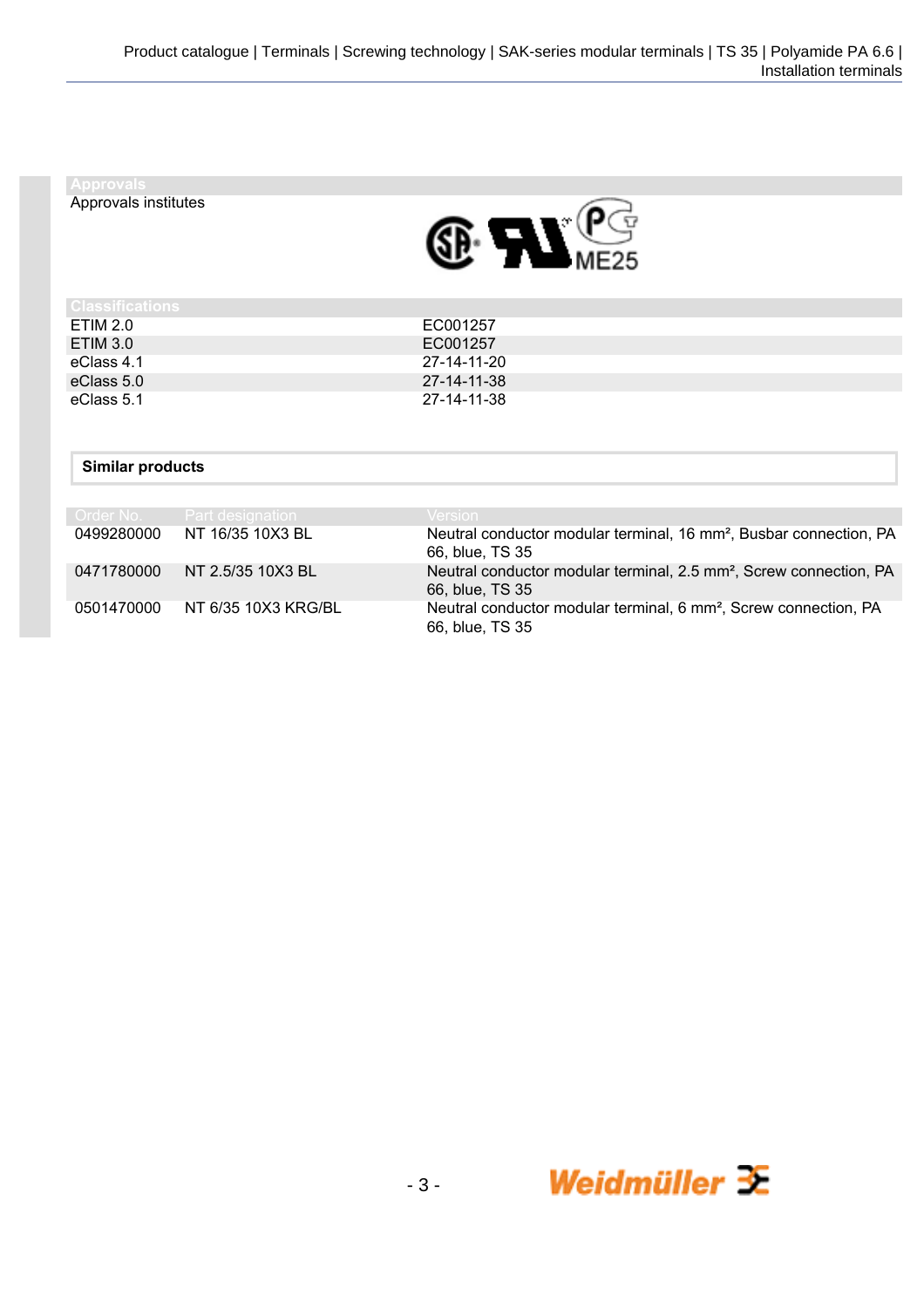## Approvals

Approvals institutes

ME25

## Classifications

| | |
|---|---|
| ETIM 2.0 | EC001257 |
| ETIM 3.0 | EC001257 |
| eClass 4.1 | 27-14-11-20 |
| eClass 5.0 | 27-14-11-38 |
| eClass 5.1 | 27-14-11-38 |

## Similar products

| Order No. | Part designation | Version |
|---|---|---|
| 0499280000 | NT 16/35 10X3 BL | Neutral conductor modular terminal, 16 mm², Busbar connection, PA 66, blue, TS 35 |
| 0471780000 | NT 2.5/35 10X3 BL | Neutral conductor modular terminal, 2.5 mm², Screw connection, PA 66, blue, TS 35 |
| 0501470000 | NT 6/35 10X3 KRG/BL | Neutral conductor modular terminal, 6 mm², Screw connection, PA 66, blue, TS 35 |